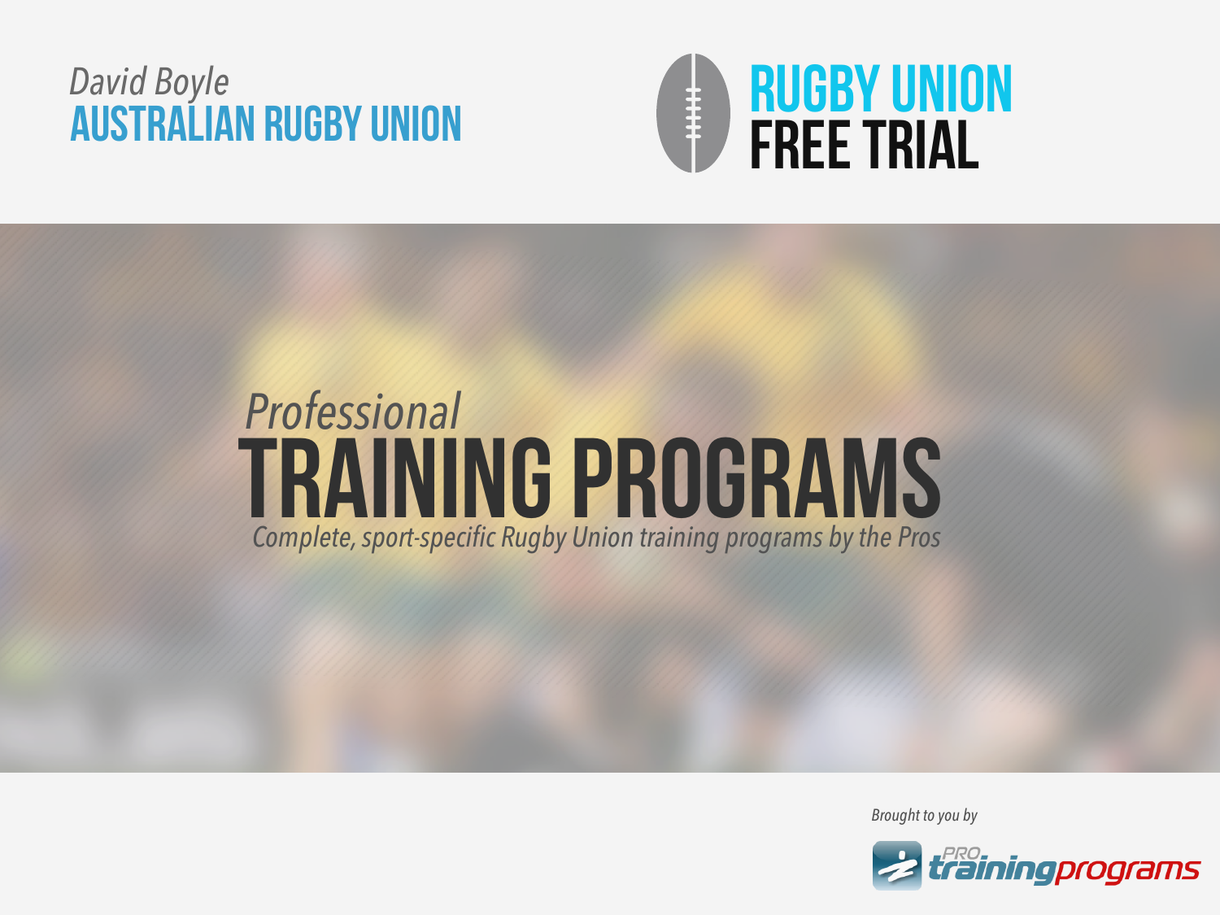*David Boyle*
**AUSTRALIAN RUGBY UNION**

# RUGBY UNION FREE TRIAL

*Professional*

# TRAINING PROGRAMS

*Complete, sport-specific Rugby Union training programs by the Pros*

*Brought to you by*

PRO trainingprograms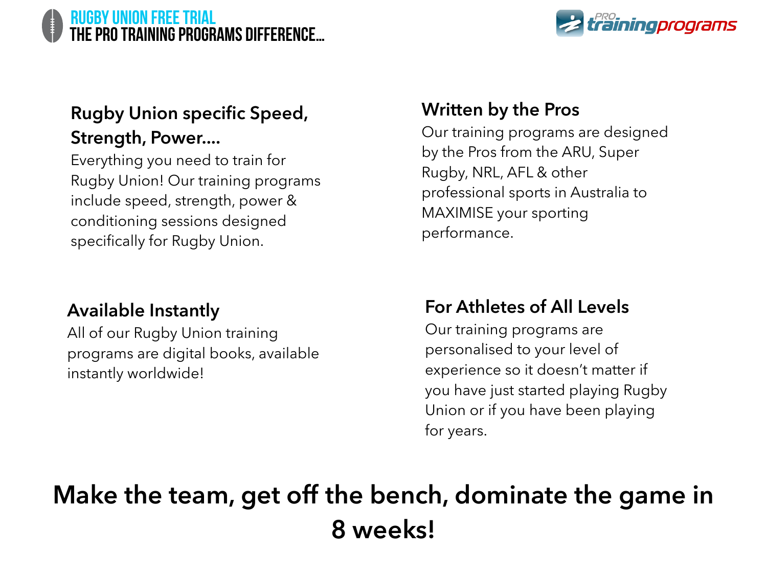# RUGBY UNION FREE TRIAL
## THE PRO TRAINING PROGRAMS DIFFERENCE…

### Rugby Union specific Speed, Strength, Power….

Everything you need to train for Rugby Union! Our training programs include speed, strength, power & conditioning sessions designed specifically for Rugby Union.

### Written by the Pros

Our training programs are designed by the Pros from the ARU, Super Rugby, NRL, AFL & other professional sports in Australia to MAXIMISE your sporting performance.

### Available Instantly

All of our Rugby Union training programs are digital books, available instantly worldwide!

### For Athletes of All Levels

Our training programs are personalised to your level of experience so it doesn't matter if you have just started playing Rugby Union or if you have been playing for years.

**Make the team, get off the bench, dominate the game in 8 weeks!**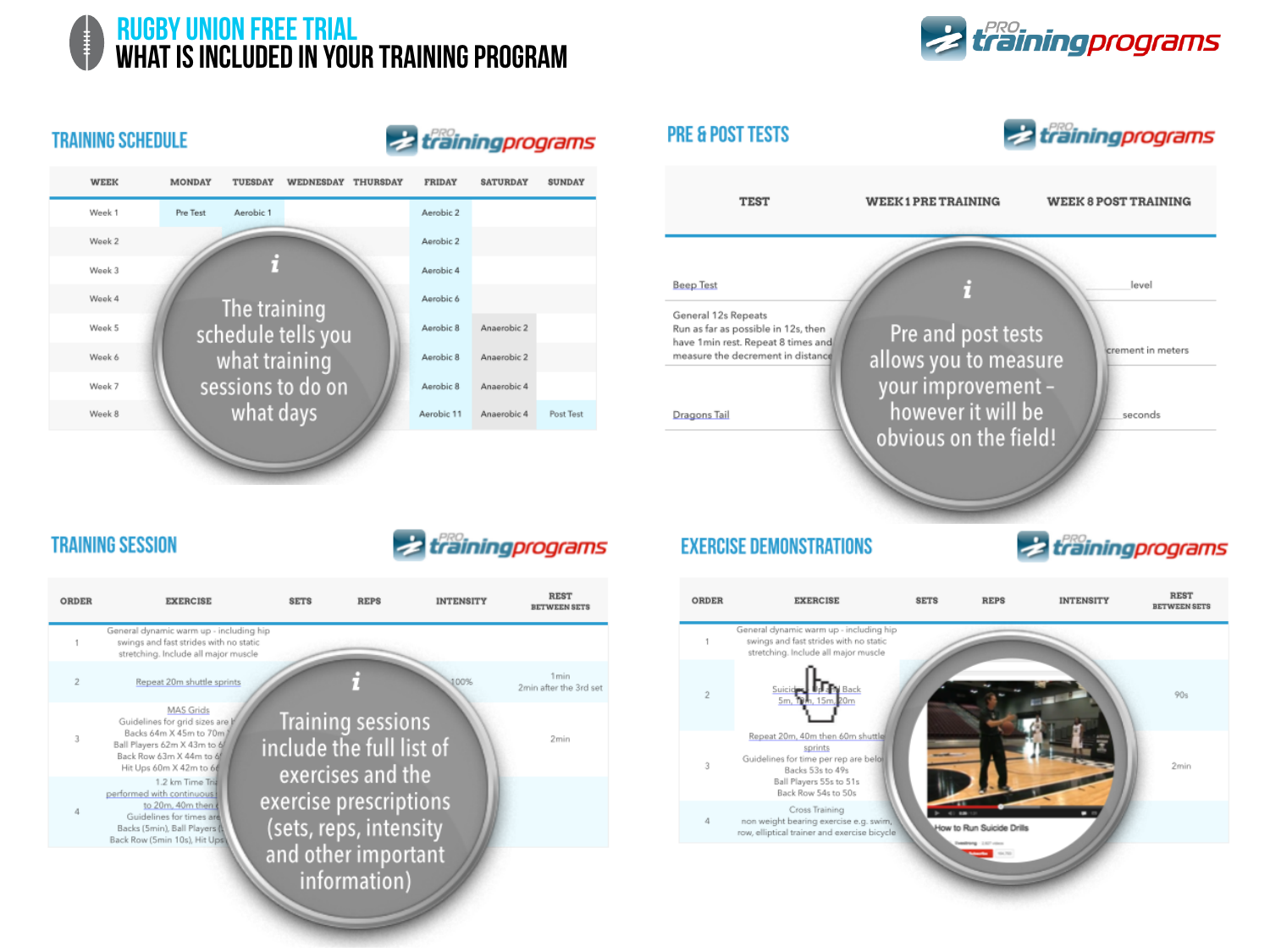# RUGBY UNION FREE TRIAL
# WHAT IS INCLUDED IN YOUR TRAINING PROGRAM

## TRAINING SCHEDULE

| WEEK | MONDAY | TUESDAY | WEDNESDAY | THURSDAY | FRIDAY | SATURDAY | SUNDAY |
|---|---|---|---|---|---|---|---|
| Week 1 | Pre Test | Aerobic 1 | | | Aerobic 2 | | |
| Week 2 | | | | | Aerobic 2 | | |
| Week 3 | | | | | Aerobic 4 | | |
| Week 4 | | | | | Aerobic 6 | | |
| Week 5 | | | | | Aerobic 8 | Anaerobic 2 | |
| Week 6 | | | | | Aerobic 8 | Anaerobic 2 | |
| Week 7 | | | | | Aerobic 8 | Anaerobic 4 | |
| Week 8 | | | | | Aerobic 11 | Anaerobic 4 | Post Test |

The training schedule tells you what training sessions to do on what days

## PRE & POST TESTS

| TEST | WEEK 1 PRE TRAINING | WEEK 8 POST TRAINING |
|---|---|---|
| Beep Test | | level |
| General 12s Repeats<br>Run as far as possible in 12s, then have 1min rest. Repeat 8 times and measure the decrement in distance | | ...crement in meters |
| Dragons Tail | | seconds |

Pre and post tests allows you to measure your improvement – however it will be obvious on the field!

## TRAINING SESSION

| ORDER | EXERCISE | SETS | REPS | INTENSITY | REST BETWEEN SETS |
|---|---|---|---|---|---|
| 1 | General dynamic warm up - including hip swings and fast strides with no static stretching. Include all major muscle | | | | |
| 2 | Repeat 20m shuttle sprints | | | 100% | 1min<br>2min after the 3rd set |
| 3 | MAS Grids<br>Guidelines for grid sizes are ...<br>Backs 64m X 45m to 70m ...<br>Ball Players 62m X 43m to 6...<br>Back Row 63m X 44m to 6...<br>Hit Ups 60m X 42m to 6... | | | | 2min |
| 4 | 1.2 km Time Tri...<br>performed with continuous ...<br>to 20m, 40m then ...<br>Guidelines for times are ...<br>Backs (5min), Ball Players (...<br>Back Row (5min 10s), Hit Ups ... | | | | |

Training sessions include the full list of exercises and the exercise prescriptions (sets, reps, intensity and other important information)

## EXERCISE DEMONSTRATIONS

| ORDER | EXERCISE | SETS | REPS | INTENSITY | REST BETWEEN SETS |
|---|---|---|---|---|---|
| 1 | General dynamic warm up - including hip swings and fast strides with no static stretching. Include all major muscle | | | | |
| 2 | Suicid... Back<br>5m, 10m, 15m, 20m | | | | 90s |
| 3 | Repeat 20m, 40m then 60m shuttle sprints<br>Guidelines for time per rep are belo...<br>Backs 53s to 49s<br>Ball Players 55s to 51s<br>Back Row 54s to 50s | | | | 2min |
| 4 | Cross Training<br>non weight bearing exercise e.g. swim, row, elliptical trainer and exercise bicycle | | | | |

How to Run Suicide Drills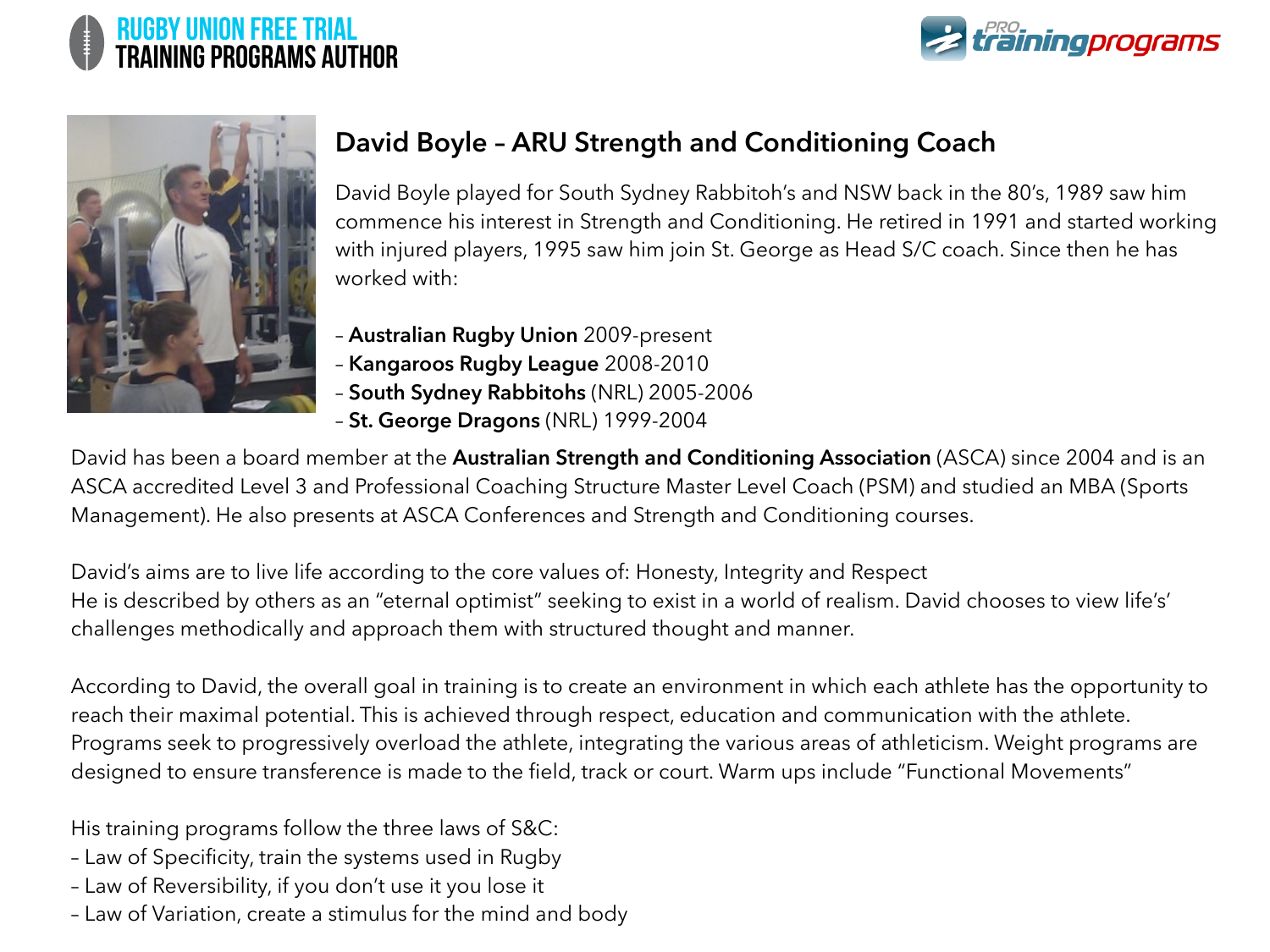## David Boyle – ARU Strength and Conditioning Coach

David Boyle played for South Sydney Rabbitoh's and NSW back in the 80's, 1989 saw him commence his interest in Strength and Conditioning. He retired in 1991 and started working with injured players, 1995 saw him join St. George as Head S/C coach. Since then he has worked with:

– **Australian Rugby Union** 2009-present
– **Kangaroos Rugby League** 2008-2010
– **South Sydney Rabbitohs** (NRL) 2005-2006
– **St. George Dragons** (NRL) 1999-2004

David has been a board member at the **Australian Strength and Conditioning Association** (ASCA) since 2004 and is an ASCA accredited Level 3 and Professional Coaching Structure Master Level Coach (PSM) and studied an MBA (Sports Management). He also presents at ASCA Conferences and Strength and Conditioning courses.

David's aims are to live life according to the core values of: Honesty, Integrity and Respect
He is described by others as an "eternal optimist" seeking to exist in a world of realism. David chooses to view life's' challenges methodically and approach them with structured thought and manner.

According to David, the overall goal in training is to create an environment in which each athlete has the opportunity to reach their maximal potential. This is achieved through respect, education and communication with the athlete. Programs seek to progressively overload the athlete, integrating the various areas of athleticism. Weight programs are designed to ensure transference is made to the field, track or court. Warm ups include "Functional Movements"

His training programs follow the three laws of S&C:
– Law of Specificity, train the systems used in Rugby
– Law of Reversibility, if you don't use it you lose it
– Law of Variation, create a stimulus for the mind and body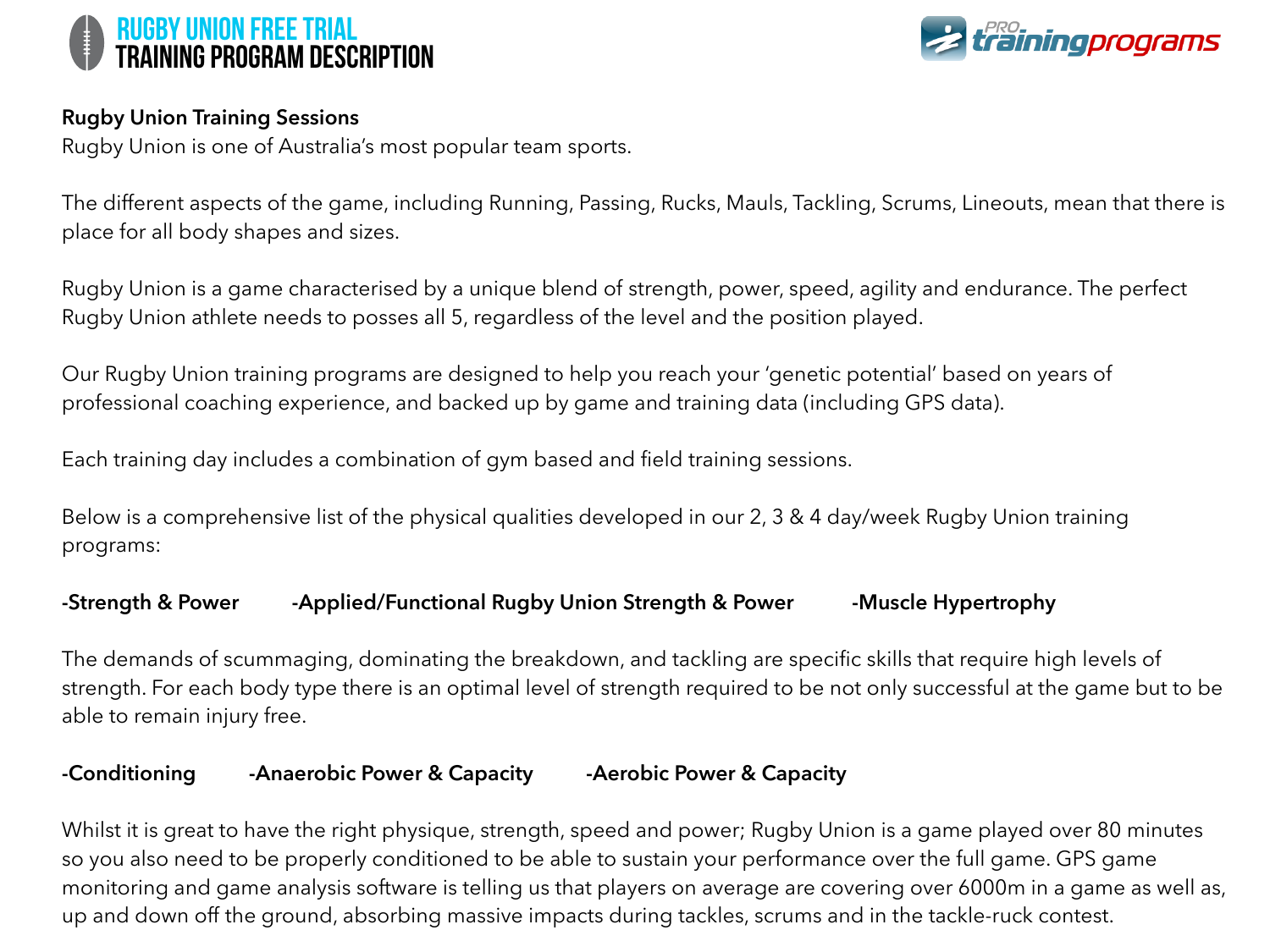# RUGBY UNION FREE TRIAL
## TRAINING PROGRAM DESCRIPTION

**Rugby Union Training Sessions**

Rugby Union is one of Australia's most popular team sports.

The different aspects of the game, including Running, Passing, Rucks, Mauls, Tackling, Scrums, Lineouts, mean that there is place for all body shapes and sizes.

Rugby Union is a game characterised by a unique blend of strength, power, speed, agility and endurance. The perfect Rugby Union athlete needs to posses all 5, regardless of the level and the position played.

Our Rugby Union training programs are designed to help you reach your 'genetic potential' based on years of professional coaching experience, and backed up by game and training data (including GPS data).

Each training day includes a combination of gym based and field training sessions.

Below is a comprehensive list of the physical qualities developed in our 2, 3 & 4 day/week Rugby Union training programs:

**-Strength & Power** **-Applied/Functional Rugby Union Strength & Power** **-Muscle Hypertrophy**

The demands of scummaging, dominating the breakdown, and tackling are specific skills that require high levels of strength. For each body type there is an optimal level of strength required to be not only successful at the game but to be able to remain injury free.

**-Conditioning** **-Anaerobic Power & Capacity** **-Aerobic Power & Capacity**

Whilst it is great to have the right physique, strength, speed and power; Rugby Union is a game played over 80 minutes so you also need to be properly conditioned to be able to sustain your performance over the full game. GPS game monitoring and game analysis software is telling us that players on average are covering over 6000m in a game as well as, up and down off the ground, absorbing massive impacts during tackles, scrums and in the tackle-ruck contest.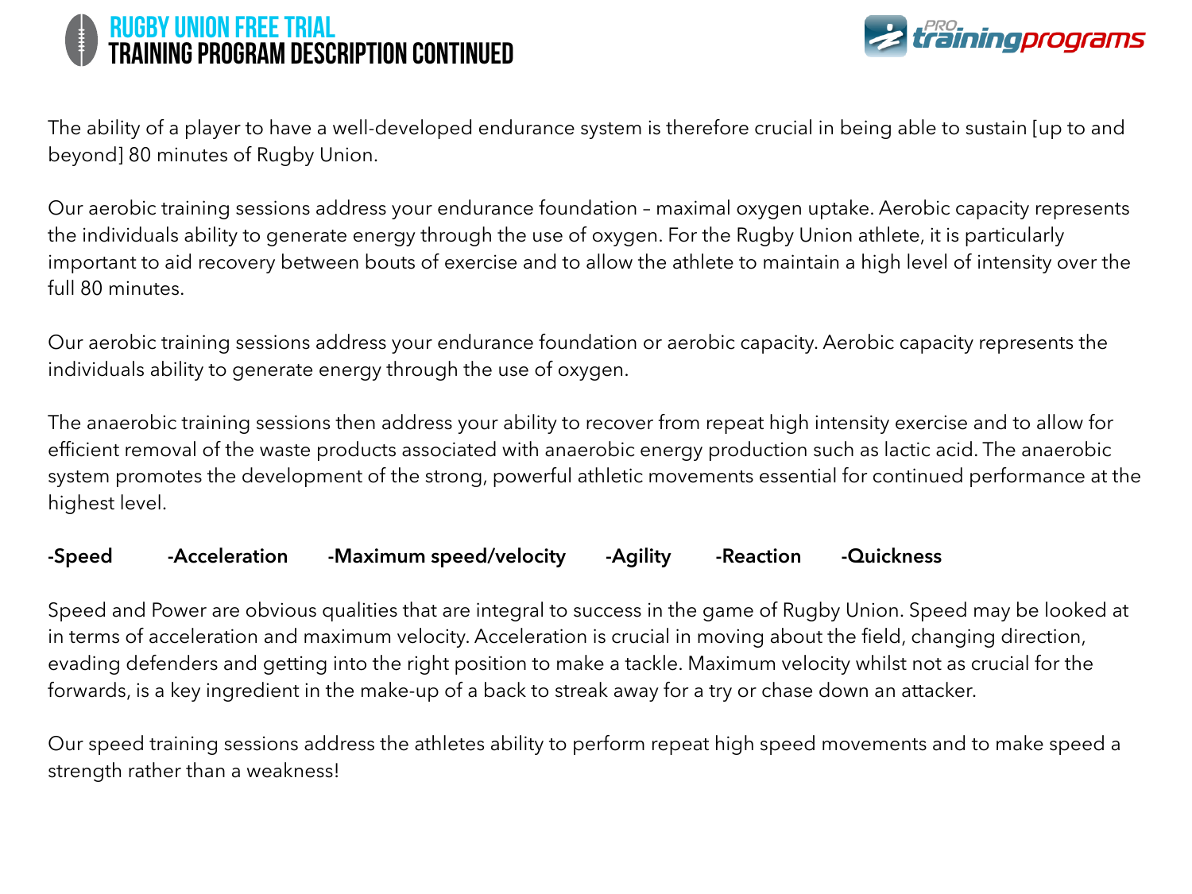The ability of a player to have a well-developed endurance system is therefore crucial in being able to sustain [up to and beyond] 80 minutes of Rugby Union.

Our aerobic training sessions address your endurance foundation – maximal oxygen uptake. Aerobic capacity represents the individuals ability to generate energy through the use of oxygen. For the Rugby Union athlete, it is particularly important to aid recovery between bouts of exercise and to allow the athlete to maintain a high level of intensity over the full 80 minutes.

Our aerobic training sessions address your endurance foundation or aerobic capacity. Aerobic capacity represents the individuals ability to generate energy through the use of oxygen.

The anaerobic training sessions then address your ability to recover from repeat high intensity exercise and to allow for efficient removal of the waste products associated with anaerobic energy production such as lactic acid. The anaerobic system promotes the development of the strong, powerful athletic movements essential for continued performance at the highest level.

**-Speed** **-Acceleration** **-Maximum speed/velocity** **-Agility** **-Reaction** **-Quickness**

Speed and Power are obvious qualities that are integral to success in the game of Rugby Union. Speed may be looked at in terms of acceleration and maximum velocity. Acceleration is crucial in moving about the field, changing direction, evading defenders and getting into the right position to make a tackle. Maximum velocity whilst not as crucial for the forwards, is a key ingredient in the make-up of a back to streak away for a try or chase down an attacker.

Our speed training sessions address the athletes ability to perform repeat high speed movements and to make speed a strength rather than a weakness!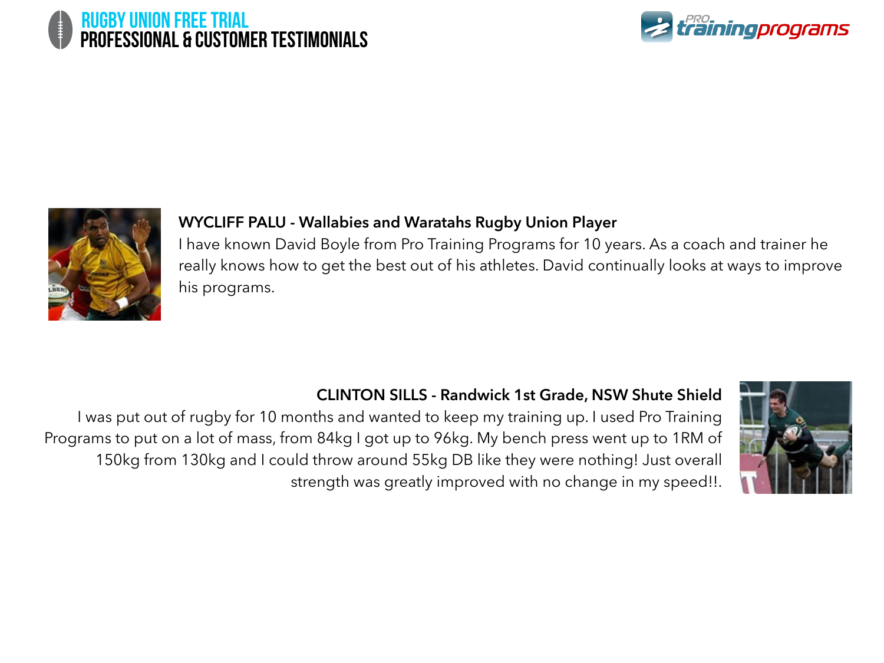# RUGBY UNION FREE TRIAL
## PROFESSIONAL & CUSTOMER TESTIMONIALS

**WYCLIFF PALU - Wallabies and Waratahs Rugby Union Player**

I have known David Boyle from Pro Training Programs for 10 years. As a coach and trainer he really knows how to get the best out of his athletes. David continually looks at ways to improve his programs.

**CLINTON SILLS - Randwick 1st Grade, NSW Shute Shield**

I was put out of rugby for 10 months and wanted to keep my training up. I used Pro Training Programs to put on a lot of mass, from 84kg I got up to 96kg. My bench press went up to 1RM of 150kg from 130kg and I could throw around 55kg DB like they were nothing! Just overall strength was greatly improved with no change in my speed!!.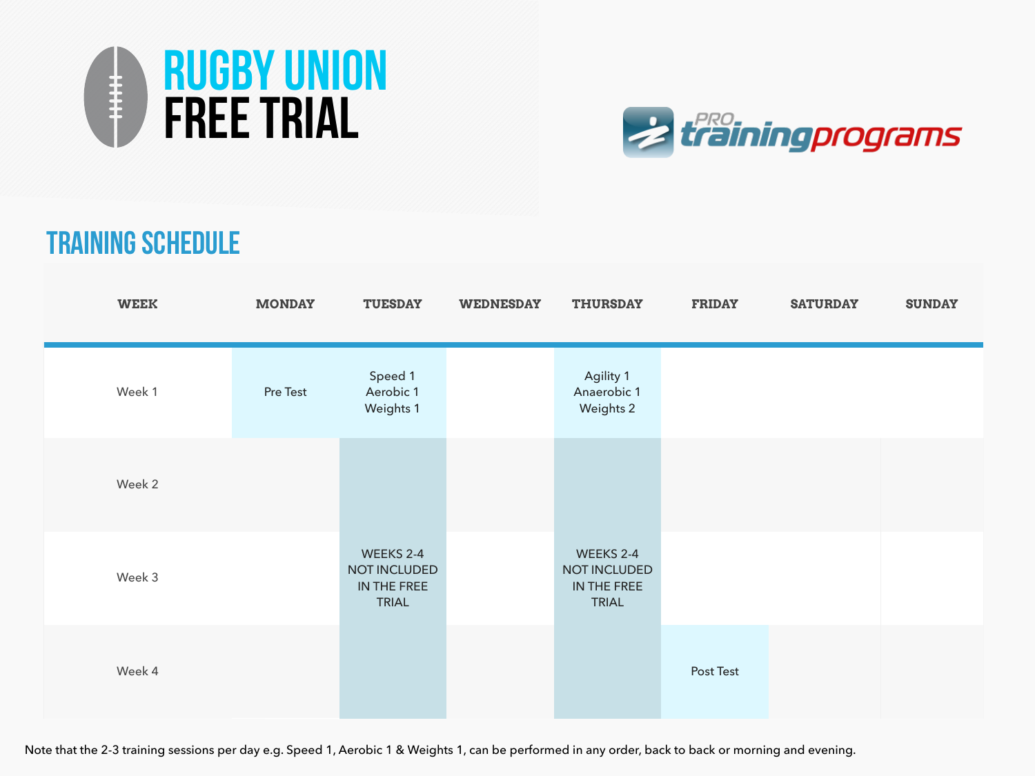# RUGBY UNION FREE TRIAL

PRO training programs

## TRAINING SCHEDULE

| WEEK | MONDAY | TUESDAY | WEDNESDAY | THURSDAY | FRIDAY | SATURDAY | SUNDAY |
|---|---|---|---|---|---|---|---|
| Week 1 | Pre Test | Speed 1<br>Aerobic 1<br>Weights 1 | | Agility 1<br>Anaerobic 1<br>Weights 2 | | | |
| Week 2 | | | | | | | |
| Week 3 | | WEEKS 2-4 NOT INCLUDED IN THE FREE TRIAL | | WEEKS 2-4 NOT INCLUDED IN THE FREE TRIAL | | | |
| Week 4 | | | | | Post Test | | |

Note that the 2-3 training sessions per day e.g. Speed 1, Aerobic 1 & Weights 1, can be performed in any order, back to back or morning and evening.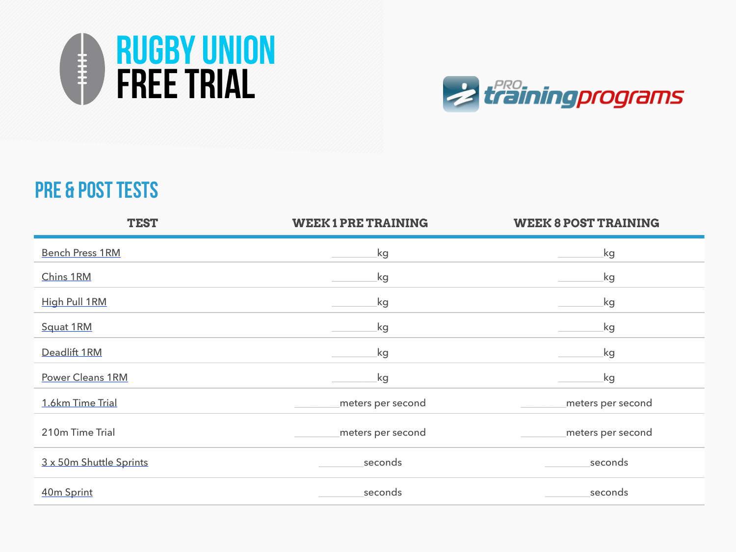# RUGBY UNION FREE TRIAL

proTRAININGprograms

## PRE & POST TESTS

| TEST | WEEK 1 PRE TRAINING | WEEK 8 POST TRAINING |
|---|---|---|
| Bench Press 1RM | ________kg | ________kg |
| Chins 1RM | ________kg | ________kg |
| High Pull 1RM | ________kg | ________kg |
| Squat 1RM | ________kg | ________kg |
| Deadlift 1RM | ________kg | ________kg |
| Power Cleans 1RM | ________kg | ________kg |
| 1.6km Time Trial | ________meters per second | ________meters per second |
| 210m Time Trial | ________meters per second | ________meters per second |
| 3 x 50m Shuttle Sprints | ________seconds | ________seconds |
| 40m Sprint | ________seconds | ________seconds |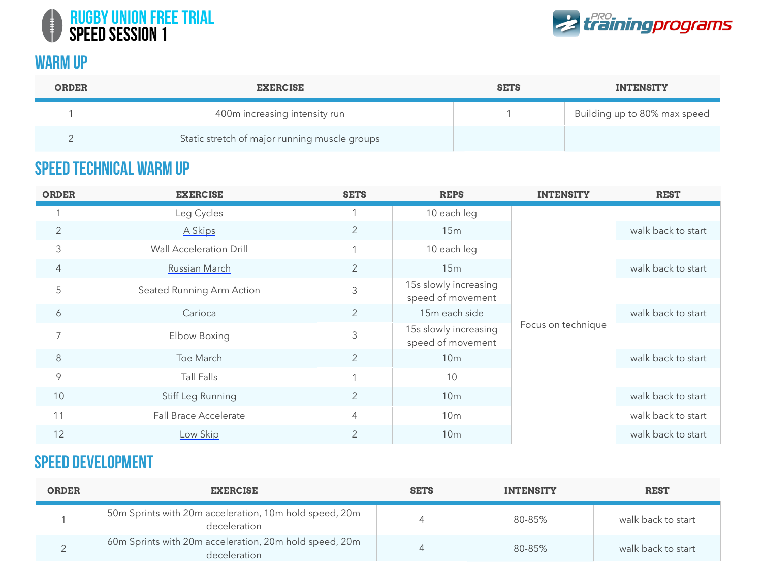# RUGBY UNION FREE TRIAL
# SPEED SESSION 1

## WARM UP

| ORDER | EXERCISE | SETS | INTENSITY |
|---|---|---|---|
| 1 | 400m increasing intensity run | 1 | Building up to 80% max speed |
| 2 | Static stretch of major running muscle groups | | |

## SPEED TECHNICAL WARM UP

| ORDER | EXERCISE | SETS | REPS | INTENSITY | REST |
|---|---|---|---|---|---|
| 1 | Leg Cycles | 1 | 10 each leg | Focus on technique | |
| 2 | A Skips | 2 | 15m | | walk back to start |
| 3 | Wall Acceleration Drill | 1 | 10 each leg | | |
| 4 | Russian March | 2 | 15m | | walk back to start |
| 5 | Seated Running Arm Action | 3 | 15s slowly increasing speed of movement | | |
| 6 | Carioca | 2 | 15m each side | | walk back to start |
| 7 | Elbow Boxing | 3 | 15s slowly increasing speed of movement | | |
| 8 | Toe March | 2 | 10m | | walk back to start |
| 9 | Tall Falls | 1 | 10 | | |
| 10 | Stiff Leg Running | 2 | 10m | | walk back to start |
| 11 | Fall Brace Accelerate | 4 | 10m | | walk back to start |
| 12 | Low Skip | 2 | 10m | | walk back to start |

## SPEED DEVELOPMENT

| ORDER | EXERCISE | SETS | INTENSITY | REST |
|---|---|---|---|---|
| 1 | 50m Sprints with 20m acceleration, 10m hold speed, 20m deceleration | 4 | 80-85% | walk back to start |
| 2 | 60m Sprints with 20m acceleration, 20m hold speed, 20m deceleration | 4 | 80-85% | walk back to start |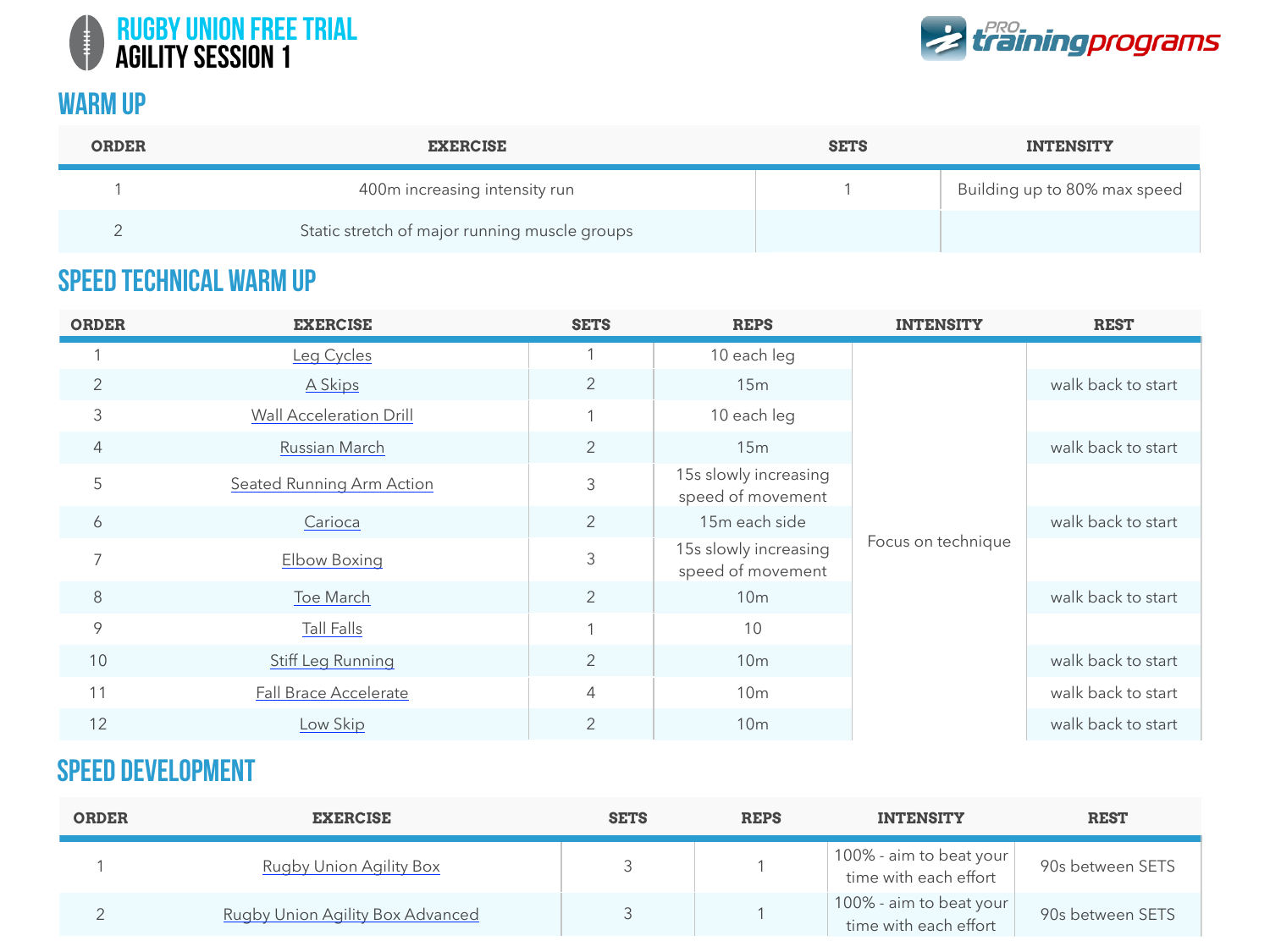# RUGBY UNION FREE TRIAL
# AGILITY SESSION 1

## WARM UP

| ORDER | EXERCISE | SETS | INTENSITY |
|---|---|---|---|
| 1 | 400m increasing intensity run | 1 | Building up to 80% max speed |
| 2 | Static stretch of major running muscle groups | | |

## SPEED TECHNICAL WARM UP

| ORDER | EXERCISE | SETS | REPS | INTENSITY | REST |
|---|---|---|---|---|---|
| 1 | Leg Cycles | 1 | 10 each leg | Focus on technique | |
| 2 | A Skips | 2 | 15m | | walk back to start |
| 3 | Wall Acceleration Drill | 1 | 10 each leg | | |
| 4 | Russian March | 2 | 15m | | walk back to start |
| 5 | Seated Running Arm Action | 3 | 15s slowly increasing speed of movement | | |
| 6 | Carioca | 2 | 15m each side | | walk back to start |
| 7 | Elbow Boxing | 3 | 15s slowly increasing speed of movement | | |
| 8 | Toe March | 2 | 10m | | walk back to start |
| 9 | Tall Falls | 1 | 10 | | |
| 10 | Stiff Leg Running | 2 | 10m | | walk back to start |
| 11 | Fall Brace Accelerate | 4 | 10m | | walk back to start |
| 12 | Low Skip | 2 | 10m | | walk back to start |

## SPEED DEVELOPMENT

| ORDER | EXERCISE | SETS | REPS | INTENSITY | REST |
|---|---|---|---|---|---|
| 1 | Rugby Union Agility Box | 3 | 1 | 100% - aim to beat your time with each effort | 90s between SETS |
| 2 | Rugby Union Agility Box Advanced | 3 | 1 | 100% - aim to beat your time with each effort | 90s between SETS |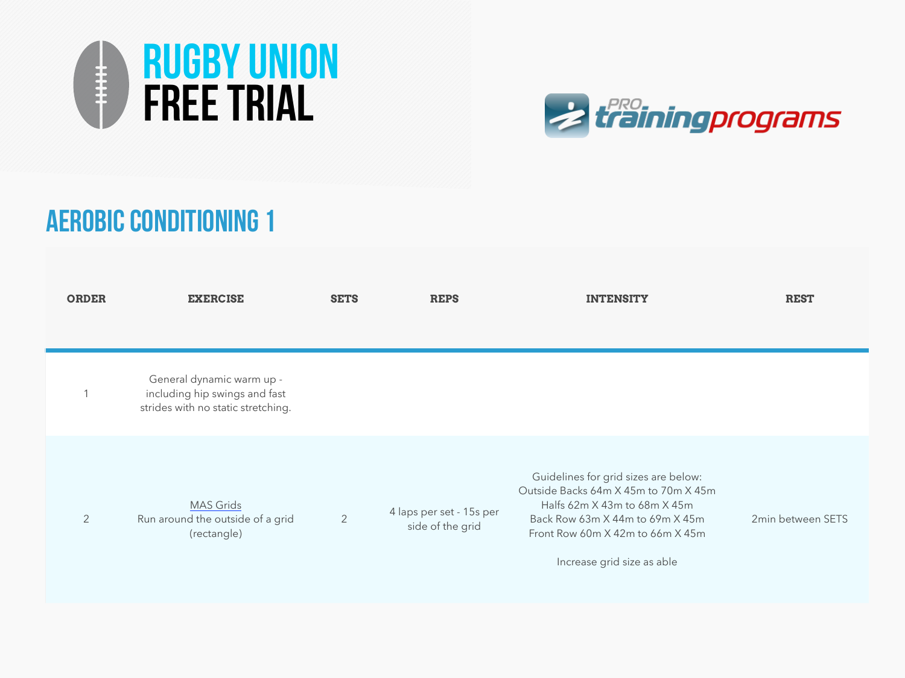# RUGBY UNION FREE TRIAL

PRO trainingprograms

## AEROBIC CONDITIONING 1

| ORDER | EXERCISE | SETS | REPS | INTENSITY | REST |
|---|---|---|---|---|---|
| 1 | General dynamic warm up - including hip swings and fast strides with no static stretching. | | | | |
| 2 | MAS Grids<br>Run around the outside of a grid (rectangle) | 2 | 4 laps per set - 15s per side of the grid | Guidelines for grid sizes are below:<br>Outside Backs 64m X 45m to 70m X 45m<br>Halfs 62m X 43m to 68m X 45m<br>Back Row 63m X 44m to 69m X 45m<br>Front Row 60m X 42m to 66m X 45m<br><br>Increase grid size as able | 2min between SETS |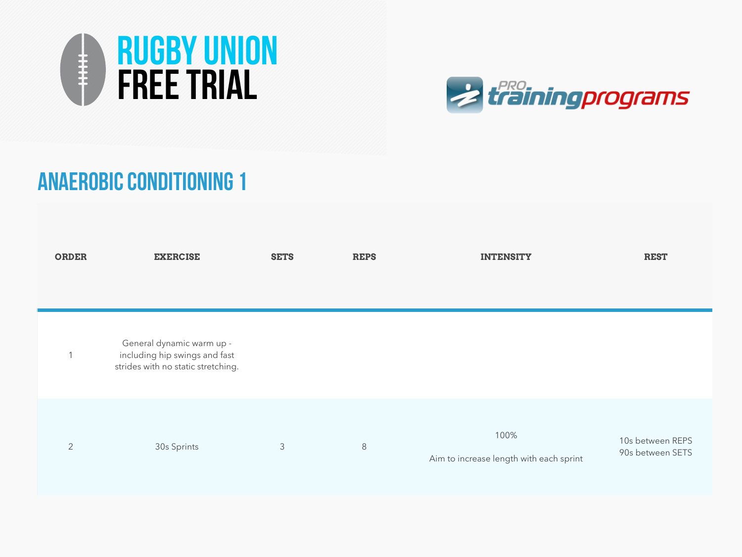# RUGBY UNION FREE TRIAL

PRO trainingprograms

## ANAEROBIC CONDITIONING 1

| ORDER | EXERCISE | SETS | REPS | INTENSITY | REST |
|---|---|---|---|---|---|
| 1 | General dynamic warm up - including hip swings and fast strides with no static stretching. | | | | |
| 2 | 30s Sprints | 3 | 8 | 100%<br><br>Aim to increase length with each sprint | 10s between REPS<br>90s between SETS |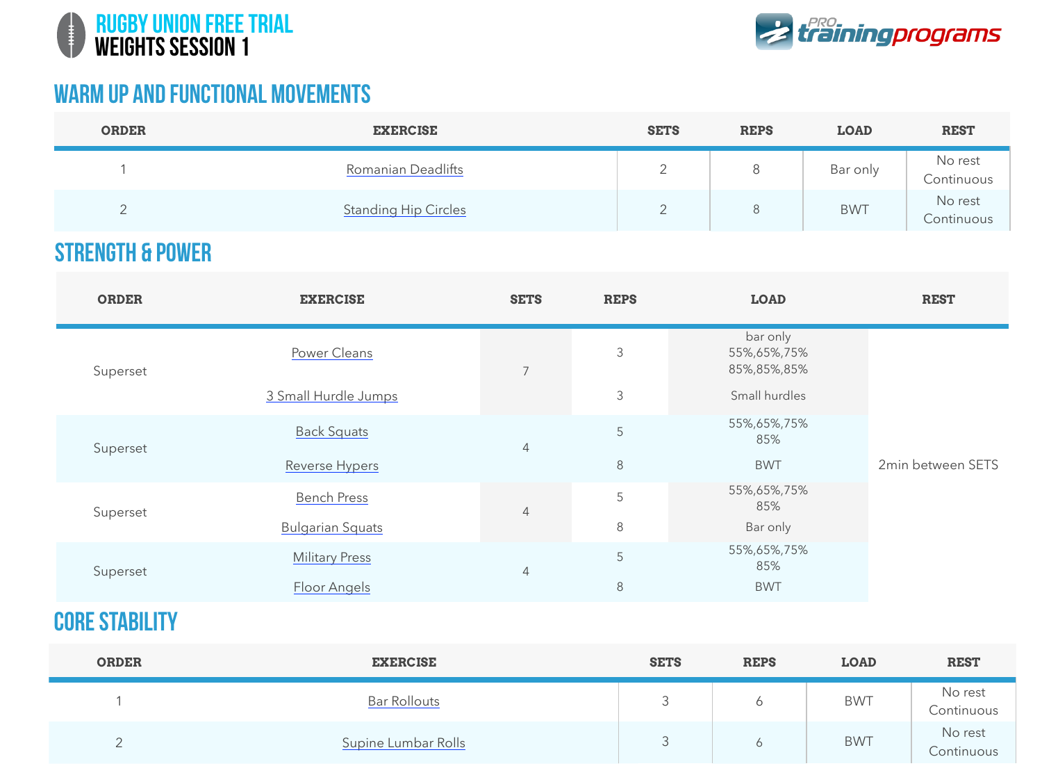# RUGBY UNION FREE TRIAL
# WEIGHTS SESSION 1

## WARM UP AND FUNCTIONAL MOVEMENTS

| ORDER | EXERCISE | SETS | REPS | LOAD | REST |
|---|---|---|---|---|---|
| 1 | Romanian Deadlifts | 2 | 8 | Bar only | No rest Continuous |
| 2 | Standing Hip Circles | 2 | 8 | BWT | No rest Continuous |

## STRENGTH & POWER

| ORDER | EXERCISE | SETS | REPS | LOAD | REST |
|---|---|---|---|---|---|
| Superset | Power Cleans | 7 | 3 | bar only 55%,65%,75% 85%,85%,85% | 2min between SETS |
| | 3 Small Hurdle Jumps | | 3 | Small hurdles | |
| Superset | Back Squats | 4 | 5 | 55%,65%,75% 85% | |
| | Reverse Hypers | | 8 | BWT | |
| Superset | Bench Press | 4 | 5 | 55%,65%,75% 85% | |
| | Bulgarian Squats | | 8 | Bar only | |
| Superset | Military Press | 4 | 5 | 55%,65%,75% 85% | |
| | Floor Angels | | 8 | BWT | |

## CORE STABILITY

| ORDER | EXERCISE | SETS | REPS | LOAD | REST |
|---|---|---|---|---|---|
| 1 | Bar Rollouts | 3 | 6 | BWT | No rest Continuous |
| 2 | Supine Lumbar Rolls | 3 | 6 | BWT | No rest Continuous |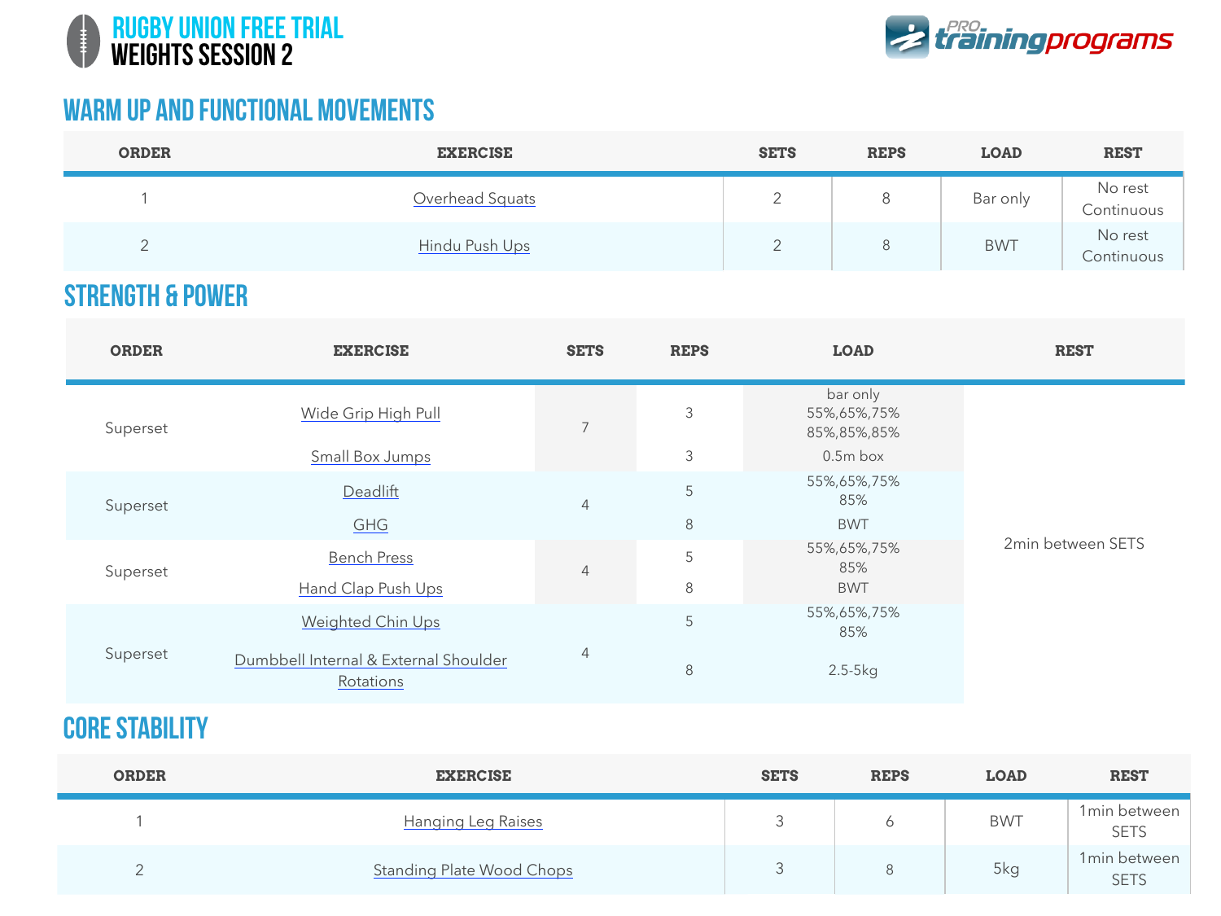# RUGBY UNION FREE TRIAL
# WEIGHTS SESSION 2

## WARM UP AND FUNCTIONAL MOVEMENTS

| ORDER | EXERCISE | SETS | REPS | LOAD | REST |
|---|---|---|---|---|---|
| 1 | Overhead Squats | 2 | 8 | Bar only | No rest Continuous |
| 2 | Hindu Push Ups | 2 | 8 | BWT | No rest Continuous |

## STRENGTH & POWER

| ORDER | EXERCISE | SETS | REPS | LOAD | REST |
|---|---|---|---|---|---|
| Superset | Wide Grip High Pull | 7 | 3 | bar only 55%,65%,75% 85%,85%,85% | 2min between SETS |
| | Small Box Jumps | | 3 | 0.5m box | |
| Superset | Deadlift | 4 | 5 | 55%,65%,75% 85% | |
| | GHG | | 8 | BWT | |
| Superset | Bench Press | 4 | 5 | 55%,65%,75% 85% | |
| | Hand Clap Push Ups | | 8 | BWT | |
| Superset | Weighted Chin Ups | 4 | 5 | 55%,65%,75% 85% | |
| | Dumbbell Internal & External Shoulder Rotations | | 8 | 2.5-5kg | |

## CORE STABILITY

| ORDER | EXERCISE | SETS | REPS | LOAD | REST |
|---|---|---|---|---|---|
| 1 | Hanging Leg Raises | 3 | 6 | BWT | 1min between SETS |
| 2 | Standing Plate Wood Chops | 3 | 8 | 5kg | 1min between SETS |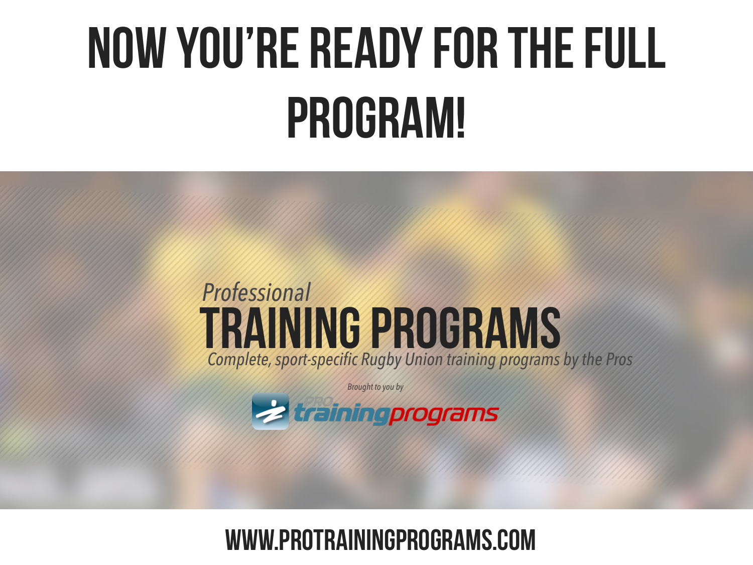# NOW YOU'RE READY FOR THE FULL PROGRAM!

*Professional*

## TRAINING PROGRAMS

*Complete, sport-specific Rugby Union training programs by the Pros*

*Brought to you by*

PRO trainingprograms

**WWW.PROTRAININGPROGRAMS.COM**